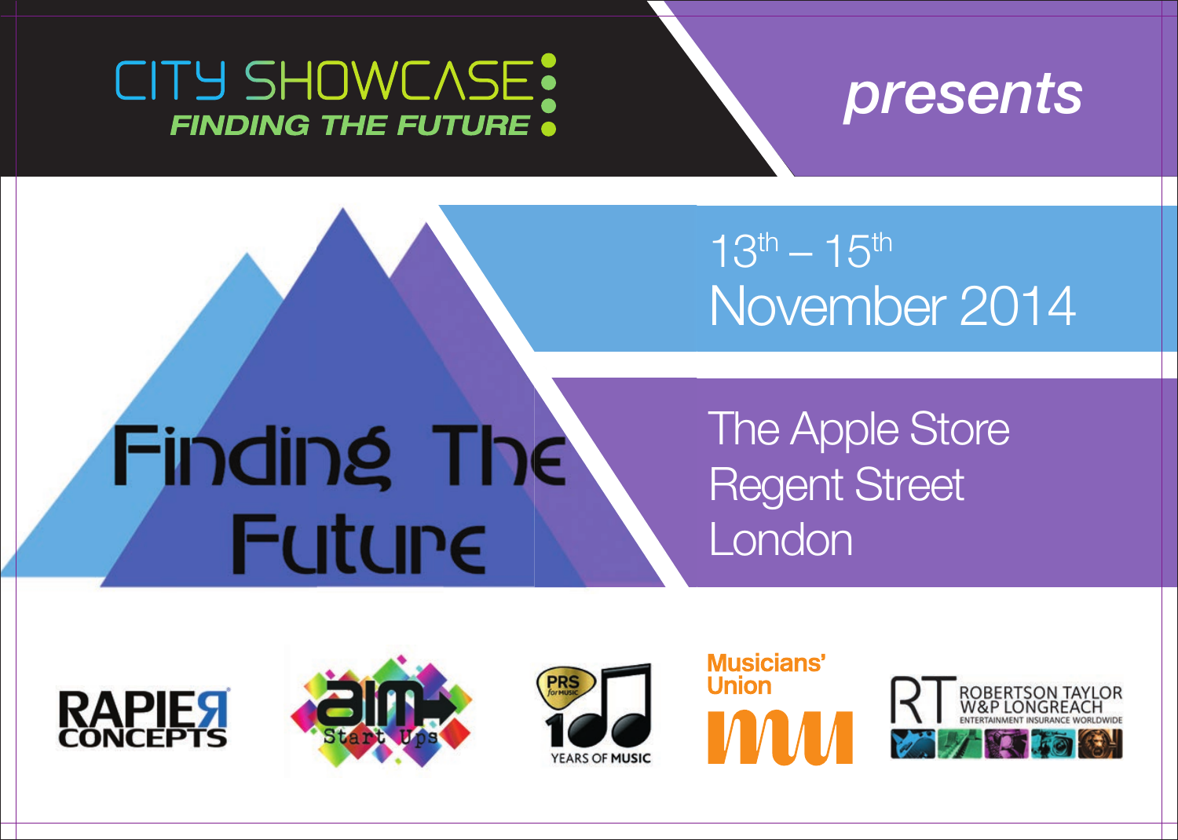# CITY SHOWCASE

**FINDING THE FUTURE**

*presents*

# Finding The Future

13th – 15th November 2014

The Apple Store
Regent Street
London

RAPIER CONCEPTS

aim Start Ups

PRS for Music 100 YEARS OF MUSIC

Musicians' Union

RT ROBERTSON TAYLOR W&P LONGREACH ENTERTAINMENT INSURANCE WORLDWIDE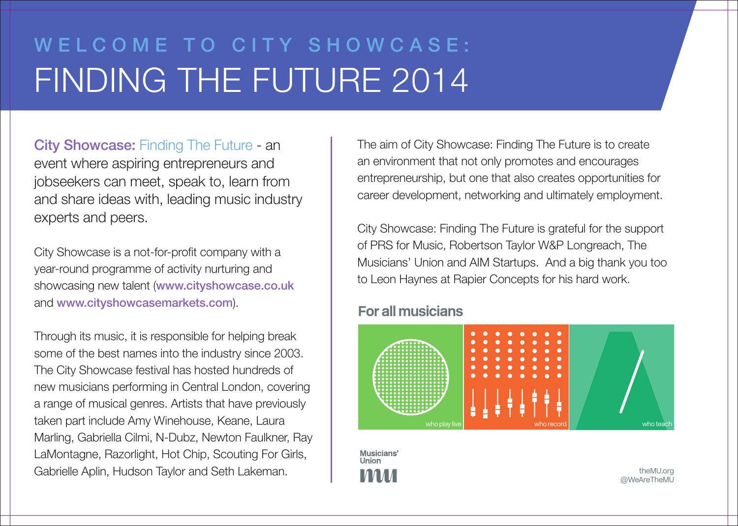# WELCOME TO CITY SHOWCASE: FINDING THE FUTURE 2014

**City Showcase:** Finding The Future - an event where aspiring entrepreneurs and jobseekers can meet, speak to, learn from and share ideas with, leading music industry experts and peers.

City Showcase is a not-for-profit company with a year-round programme of activity nurturing and showcasing new talent (**www.cityshowcase.co.uk** and **www.cityshowcasemarkets.com**).

Through its music, it is responsible for helping break some of the best names into the industry since 2003. The City Showcase festival has hosted hundreds of new musicians performing in Central London, covering a range of musical genres. Artists that have previously taken part include Amy Winehouse, Keane, Laura Marling, Gabriella Cilmi, N-Dubz, Newton Faulkner, Ray LaMontagne, Razorlight, Hot Chip, Scouting For Girls, Gabrielle Aplin, Hudson Taylor and Seth Lakeman.

The aim of City Showcase: Finding The Future is to create an environment that not only promotes and encourages entrepreneurship, but one that also creates opportunities for career development, networking and ultimately employment.

City Showcase: Finding The Future is grateful for the support of PRS for Music, Robertson Taylor W&P Longreach, The Musicians' Union and AIM Startups. And a big thank you too to Leon Haynes at Rapier Concepts for his hard work.

**For all musicians**

who play live | who record | who teach

Musicians' Union

theMU.org
@WeAreTheMU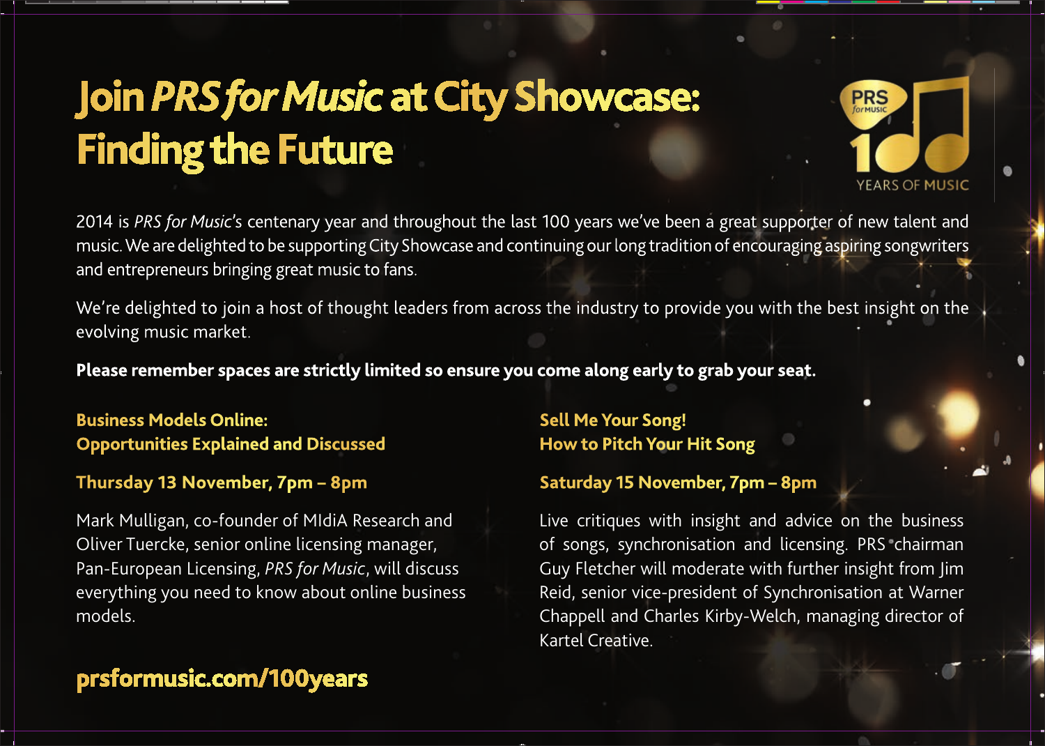# Join *PRS for Music* at City Showcase: Finding the Future

PRS for MUSIC 100 YEARS OF MUSIC

2014 is *PRS for Music*'s centenary year and throughout the last 100 years we've been a great supporter of new talent and music. We are delighted to be supporting City Showcase and continuing our long tradition of encouraging aspiring songwriters and entrepreneurs bringing great music to fans.

We're delighted to join a host of thought leaders from across the industry to provide you with the best insight on the evolving music market.

**Please remember spaces are strictly limited so ensure you come along early to grab your seat.**

### Business Models Online: Opportunities Explained and Discussed

**Thursday 13 November, 7pm – 8pm**

Mark Mulligan, co-founder of MIdiA Research and Oliver Tuercke, senior online licensing manager, Pan-European Licensing, *PRS for Music*, will discuss everything you need to know about online business models.

### Sell Me Your Song! How to Pitch Your Hit Song

**Saturday 15 November, 7pm – 8pm**

Live critiques with insight and advice on the business of songs, synchronisation and licensing. PRS chairman Guy Fletcher will moderate with further insight from Jim Reid, senior vice-president of Synchronisation at Warner Chappell and Charles Kirby-Welch, managing director of Kartel Creative.

**prsformusic.com/100years**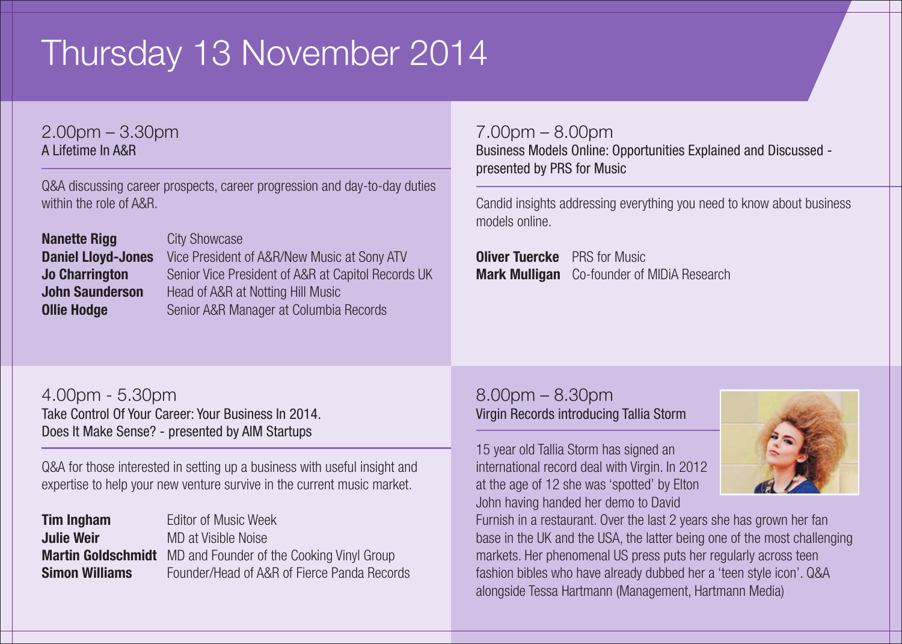# Thursday 13 November 2014

## 2.00pm – 3.30pm
A Lifetime In A&R

Q&A discussing career prospects, career progression and day-to-day duties within the role of A&R.

**Nanette Rigg** City Showcase
**Daniel Lloyd-Jones** Vice President of A&R/New Music at Sony ATV
**Jo Charrington** Senior Vice President of A&R at Capitol Records UK
**John Saunderson** Head of A&R at Notting Hill Music
**Ollie Hodge** Senior A&R Manager at Columbia Records

## 4.00pm - 5.30pm
Take Control Of Your Career: Your Business In 2014. Does It Make Sense? - presented by AIM Startups

Q&A for those interested in setting up a business with useful insight and expertise to help your new venture survive in the current music market.

**Tim Ingham** Editor of Music Week
**Julie Weir** MD at Visible Noise
**Martin Goldschmidt** MD and Founder of the Cooking Vinyl Group
**Simon Williams** Founder/Head of A&R of Fierce Panda Records

## 7.00pm – 8.00pm
Business Models Online: Opportunities Explained and Discussed - presented by PRS for Music

Candid insights addressing everything you need to know about business models online.

**Oliver Tuercke** PRS for Music
**Mark Mulligan** Co-founder of MIDiA Research

## 8.00pm – 8.30pm
Virgin Records introducing Tallia Storm

15 year old Tallia Storm has signed an international record deal with Virgin. In 2012 at the age of 12 she was 'spotted' by Elton John having handed her demo to David Furnish in a restaurant. Over the last 2 years she has grown her fan base in the UK and the USA, the latter being one of the most challenging markets. Her phenomenal US press puts her regularly across teen fashion bibles who have already dubbed her a 'teen style icon'. Q&A alongside Tessa Hartmann (Management, Hartmann Media)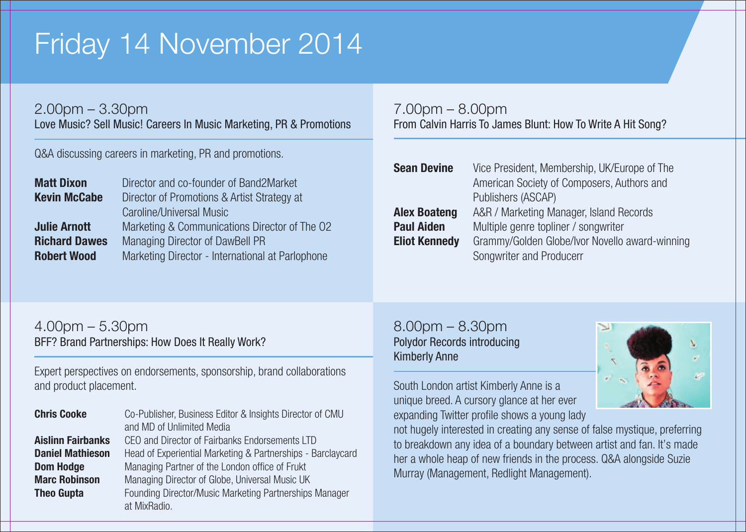# Friday 14 November 2014

## 2.00pm – 3.30pm

### Love Music? Sell Music! Careers In Music Marketing, PR & Promotions

Q&A discussing careers in marketing, PR and promotions.

| | |
|---|---|
| **Matt Dixon** | Director and co-founder of Band2Market |
| **Kevin McCabe** | Director of Promotions & Artist Strategy at Caroline/Universal Music |
| **Julie Arnott** | Marketing & Communications Director of The O2 |
| **Richard Dawes** | Managing Director of DawBell PR |
| **Robert Wood** | Marketing Director - International at Parlophone |

## 4.00pm – 5.30pm

### BFF? Brand Partnerships: How Does It Really Work?

Expert perspectives on endorsements, sponsorship, brand collaborations and product placement.

| | |
|---|---|
| **Chris Cooke** | Co-Publisher, Business Editor & Insights Director of CMU and MD of Unlimited Media |
| **Aislinn Fairbanks** | CEO and Director of Fairbanks Endorsements LTD |
| **Daniel Mathieson** | Head of Experiential Marketing & Partnerships - Barclaycard |
| **Dom Hodge** | Managing Partner of the London office of Frukt |
| **Marc Robinson** | Managing Director of Globe, Universal Music UK |
| **Theo Gupta** | Founding Director/Music Marketing Partnerships Manager at MixRadio. |

## 7.00pm – 8.00pm

### From Calvin Harris To James Blunt: How To Write A Hit Song?

| | |
|---|---|
| **Sean Devine** | Vice President, Membership, UK/Europe of The American Society of Composers, Authors and Publishers (ASCAP) |
| **Alex Boateng** | A&R / Marketing Manager, Island Records |
| **Paul Aiden** | Multiple genre topliner / songwriter |
| **Eliot Kennedy** | Grammy/Golden Globe/Ivor Novello award-winning Songwriter and Producerr |

## 8.00pm – 8.30pm

### Polydor Records introducing Kimberly Anne

South London artist Kimberly Anne is a unique breed. A cursory glance at her ever expanding Twitter profile shows a young lady not hugely interested in creating any sense of false mystique, preferring to breakdown any idea of a boundary between artist and fan. It's made her a whole heap of new friends in the process. Q&A alongside Suzie Murray (Management, Redlight Management).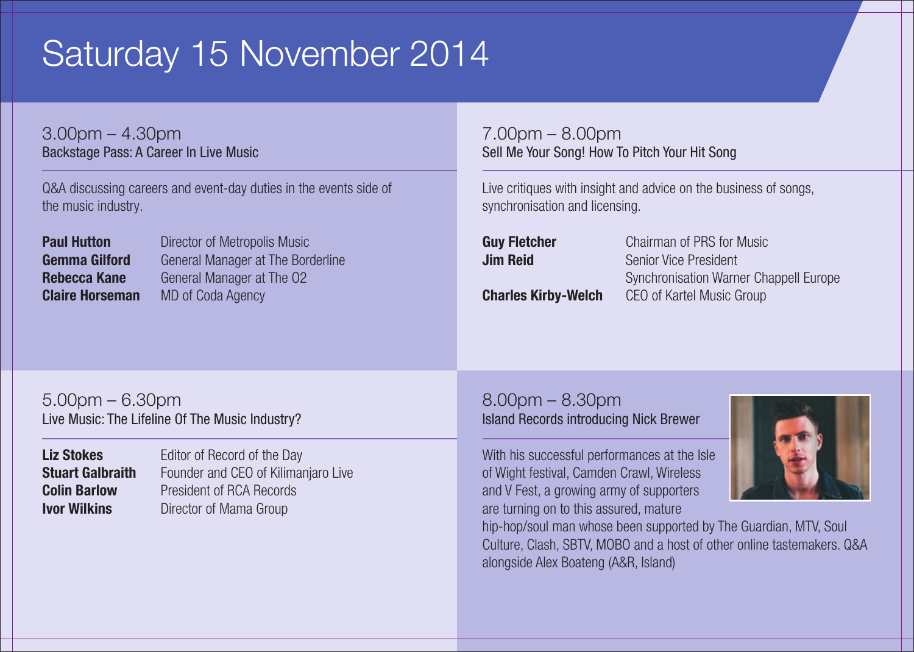# Saturday 15 November 2014

## 3.00pm – 4.30pm

Backstage Pass: A Career In Live Music

Q&A discussing careers and event-day duties in the events side of the music industry.

**Paul Hutton** Director of Metropolis Music
**Gemma Gilford** General Manager at The Borderline
**Rebecca Kane** General Manager at The O2
**Claire Horseman** MD of Coda Agency

## 5.00pm – 6.30pm

Live Music: The Lifeline Of The Music Industry?

**Liz Stokes** Editor of Record of the Day
**Stuart Galbraith** Founder and CEO of Kilimanjaro Live
**Colin Barlow** President of RCA Records
**Ivor Wilkins** Director of Mama Group

## 7.00pm – 8.00pm

Sell Me Your Song! How To Pitch Your Hit Song

Live critiques with insight and advice on the business of songs, synchronisation and licensing.

**Guy Fletcher** Chairman of PRS for Music
**Jim Reid** Senior Vice President Synchronisation Warner Chappell Europe
**Charles Kirby-Welch** CEO of Kartel Music Group

## 8.00pm – 8.30pm

Island Records introducing Nick Brewer

With his successful performances at the Isle of Wight festival, Camden Crawl, Wireless and V Fest, a growing army of supporters are turning on to this assured, mature hip-hop/soul man whose been supported by The Guardian, MTV, Soul Culture, Clash, SBTV, MOBO and a host of other online tastemakers. Q&A alongside Alex Boateng (A&R, Island)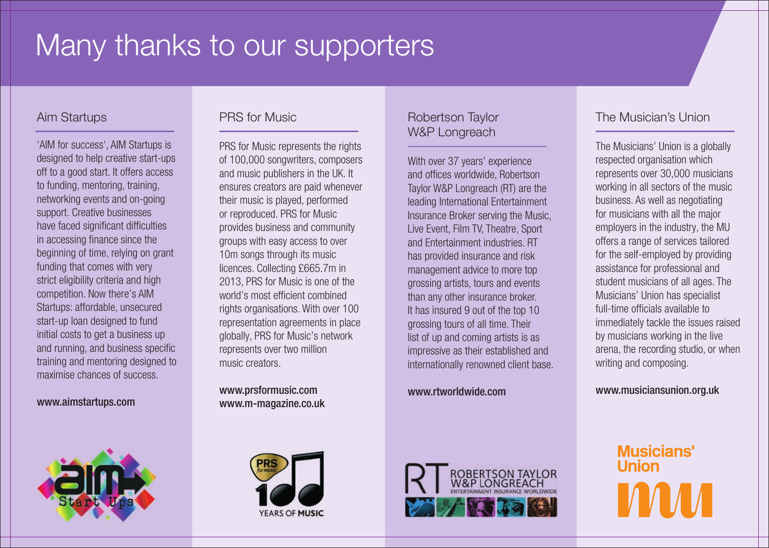# Many thanks to our supporters

## Aim Startups

'AIM for success', AIM Startups is designed to help creative start-ups off to a good start. It offers access to funding, mentoring, training, networking events and on-going support. Creative businesses have faced significant difficulties in accessing finance since the beginning of time, relying on grant funding that comes with very strict eligibility criteria and high competition. Now there's AIM Startups: affordable, unsecured start-up loan designed to fund initial costs to get a business up and running, and business specific training and mentoring designed to maximise chances of success.

**www.aimstartups.com**

## PRS for Music

PRS for Music represents the rights of 100,000 songwriters, composers and music publishers in the UK. It ensures creators are paid whenever their music is played, performed or reproduced. PRS for Music provides business and community groups with easy access to over 10m songs through its music licences. Collecting £665.7m in 2013, PRS for Music is one of the world's most efficient combined rights organisations. With over 100 representation agreements in place globally, PRS for Music's network represents over two million music creators.

**www.prsformusic.com**
**www.m-magazine.co.uk**

## Robertson Taylor W&P Longreach

With over 37 years' experience and offices worldwide, Robertson Taylor W&P Longreach (RT) are the leading International Entertainment Insurance Broker serving the Music, Live Event, Film TV, Theatre, Sport and Entertainment industries. RT has provided insurance and risk management advice to more top grossing artists, tours and events than any other insurance broker. It has insured 9 out of the top 10 grossing tours of all time. Their list of up and coming artists is as impressive as their established and internationally renowned client base.

**www.rtworldwide.com**

## The Musician's Union

The Musicians' Union is a globally respected organisation which represents over 30,000 musicians working in all sectors of the music business. As well as negotiating for musicians with all the major employers in the industry, the MU offers a range of services tailored for the self-employed by providing assistance for professional and student musicians of all ages. The Musicians' Union has specialist full-time officials available to immediately tackle the issues raised by musicians working in the live arena, the recording studio, or when writing and composing.

**www.musiciansunion.org.uk**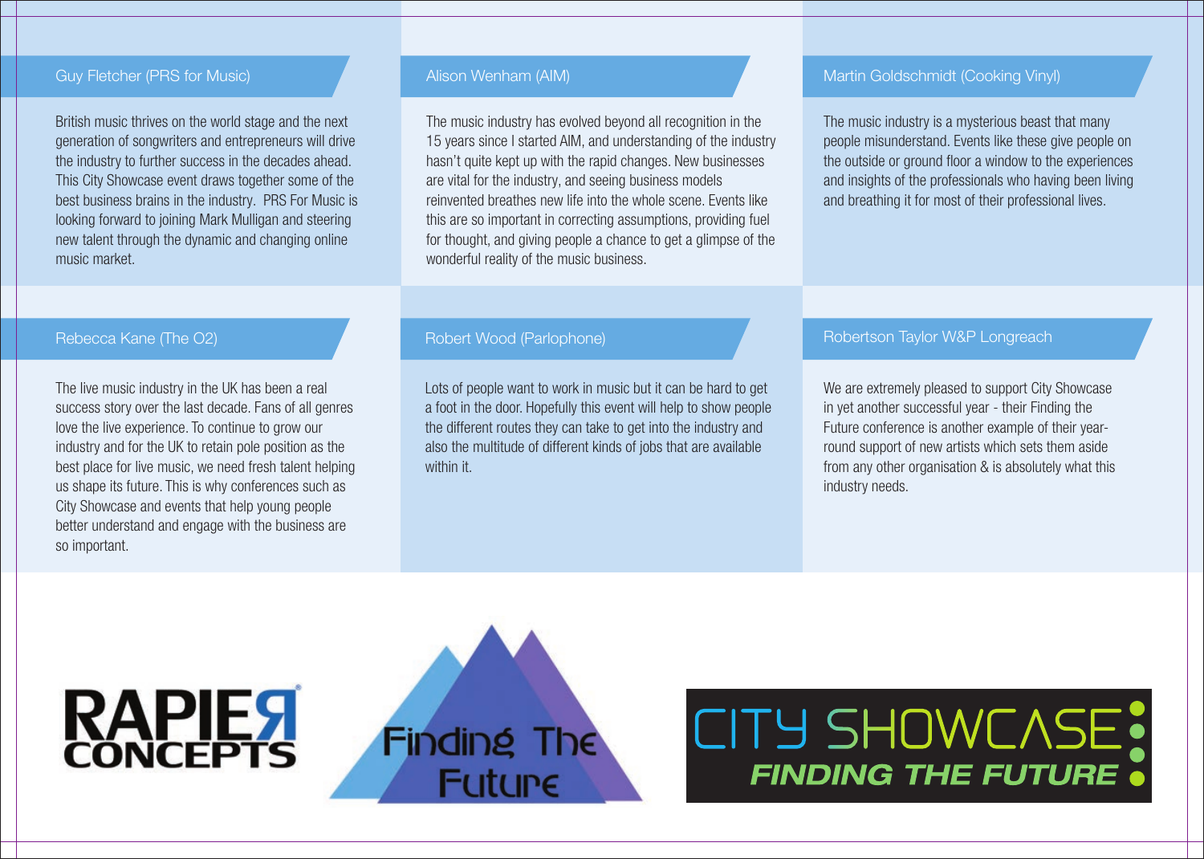## Guy Fletcher (PRS for Music)

British music thrives on the world stage and the next generation of songwriters and entrepreneurs will drive the industry to further success in the decades ahead. This City Showcase event draws together some of the best business brains in the industry. PRS For Music is looking forward to joining Mark Mulligan and steering new talent through the dynamic and changing online music market.

## Alison Wenham (AIM)

The music industry has evolved beyond all recognition in the 15 years since I started AIM, and understanding of the industry hasn't quite kept up with the rapid changes. New businesses are vital for the industry, and seeing business models reinvented breathes new life into the whole scene. Events like this are so important in correcting assumptions, providing fuel for thought, and giving people a chance to get a glimpse of the wonderful reality of the music business.

## Martin Goldschmidt (Cooking Vinyl)

The music industry is a mysterious beast that many people misunderstand. Events like these give people on the outside or ground floor a window to the experiences and insights of the professionals who having been living and breathing it for most of their professional lives.

## Rebecca Kane (The O2)

The live music industry in the UK has been a real success story over the last decade. Fans of all genres love the live experience. To continue to grow our industry and for the UK to retain pole position as the best place for live music, we need fresh talent helping us shape its future. This is why conferences such as City Showcase and events that help young people better understand and engage with the business are so important.

## Robert Wood (Parlophone)

Lots of people want to work in music but it can be hard to get a foot in the door. Hopefully this event will help to show people the different routes they can take to get into the industry and also the multitude of different kinds of jobs that are available within it.

## Robertson Taylor W&P Longreach

We are extremely pleased to support City Showcase in yet another successful year - their Finding the Future conference is another example of their year-round support of new artists which sets them aside from any other organisation & is absolutely what this industry needs.

RAPIER CONCEPTS

Finding The Future

CITY SHOWCASE: FINDING THE FUTURE